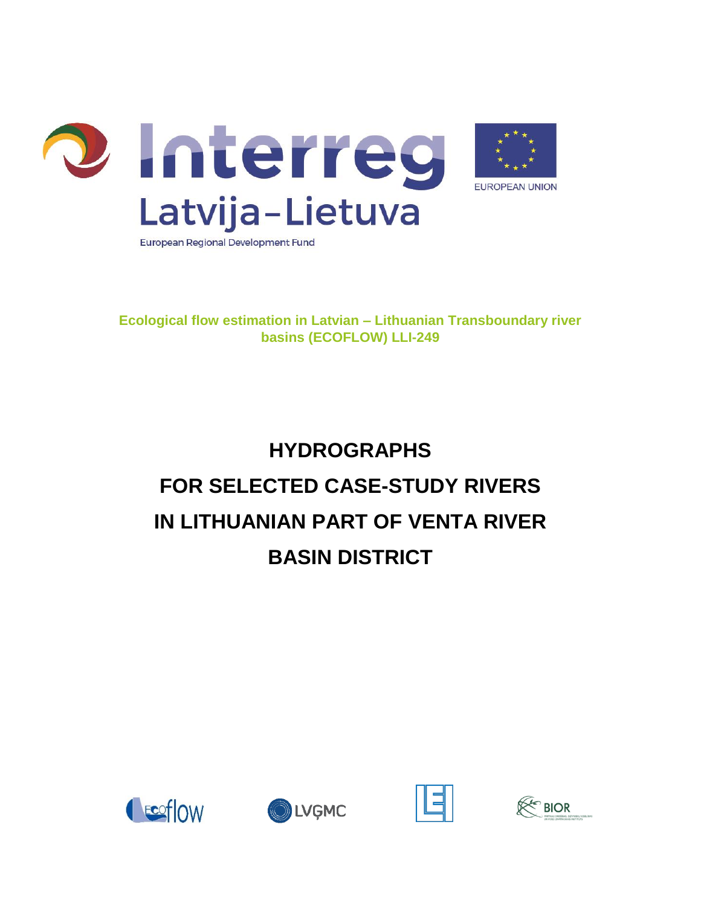Interreg

Latvija–Lietuva

European Regional Development Fund

EUROPEAN UNION

**Ecological flow estimation in Latvian – Lithuanian Transboundary river basins (ECOFLOW) LLI-249**

# HYDROGRAPHS FOR SELECTED CASE-STUDY RIVERS IN LITHUANIAN PART OF VENTA RIVER BASIN DISTRICT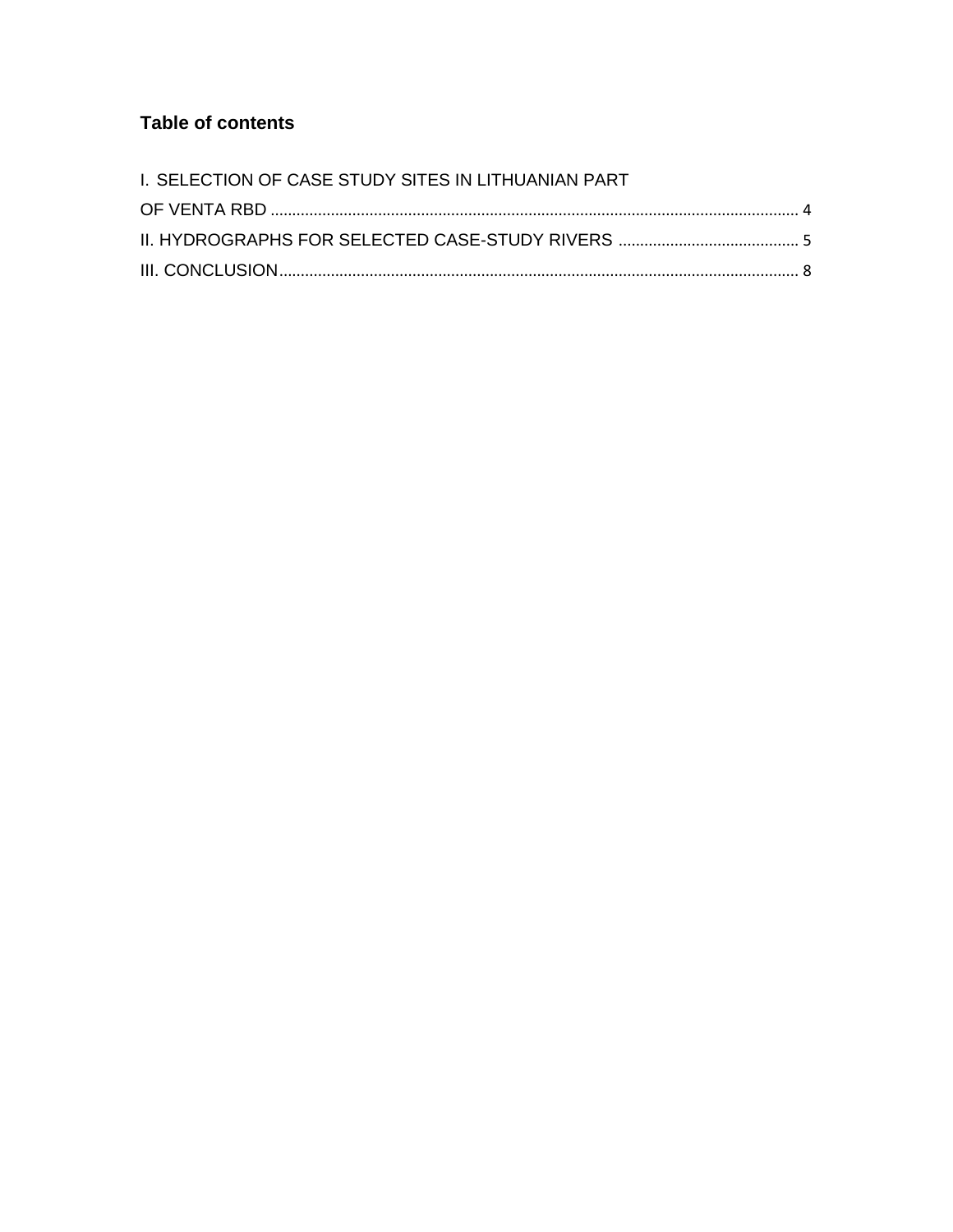## Table of contents

I. SELECTION OF CASE STUDY SITES IN LITHUANIAN PART OF VENTA RBD ........ 4

II. HYDROGRAPHS FOR SELECTED CASE-STUDY RIVERS ........ 5

III. CONCLUSION........ 8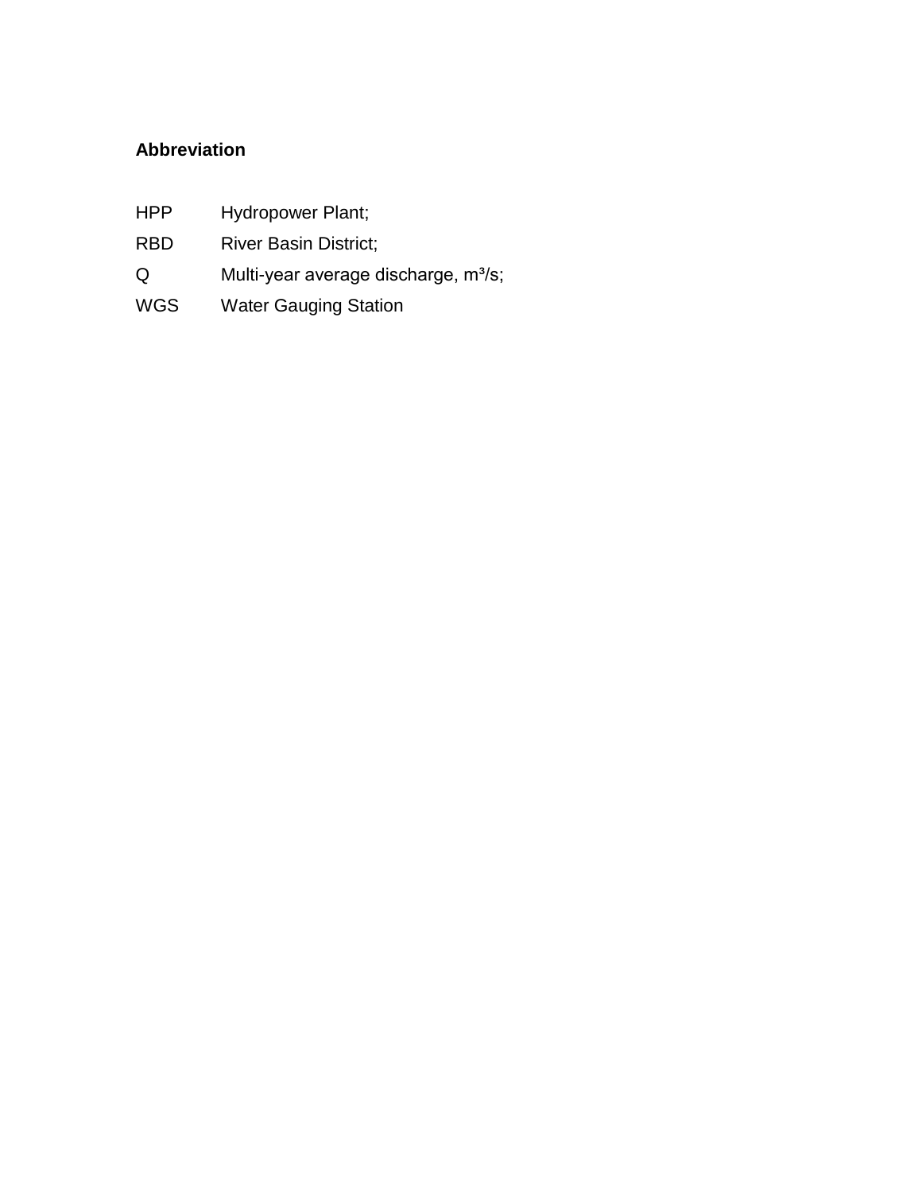**Abbreviation**

| | |
|---|---|
| HPP | Hydropower Plant; |
| RBD | River Basin District; |
| Q | Multi-year average discharge, $m^3/s$; |
| WGS | Water Gauging Station |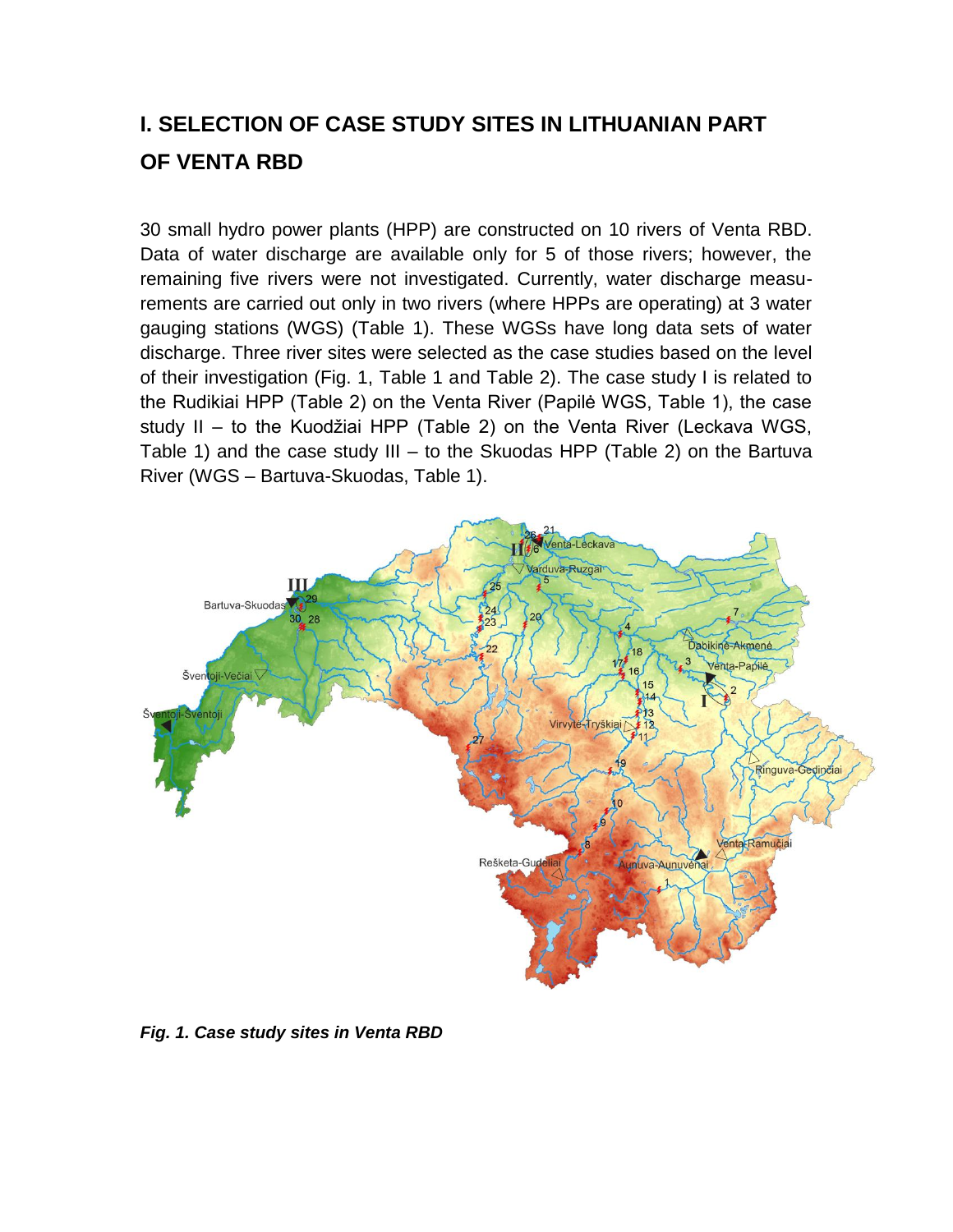## I. SELECTION OF CASE STUDY SITES IN LITHUANIAN PART OF VENTA RBD

30 small hydro power plants (HPP) are constructed on 10 rivers of Venta RBD. Data of water discharge are available only for 5 of those rivers; however, the remaining five rivers were not investigated. Currently, water discharge measurements are carried out only in two rivers (where HPPs are operating) at 3 water gauging stations (WGS) (Table 1). These WGSs have long data sets of water discharge. Three river sites were selected as the case studies based on the level of their investigation (Fig. 1, Table 1 and Table 2). The case study I is related to the Rudikiai HPP (Table 2) on the Venta River (Papilė WGS, Table 1), the case study II – to the Kuodžiai HPP (Table 2) on the Venta River (Leckava WGS, Table 1) and the case study III – to the Skuodas HPP (Table 2) on the Bartuva River (WGS – Bartuva-Skuodas, Table 1).

*Fig. 1. Case study sites in Venta RBD*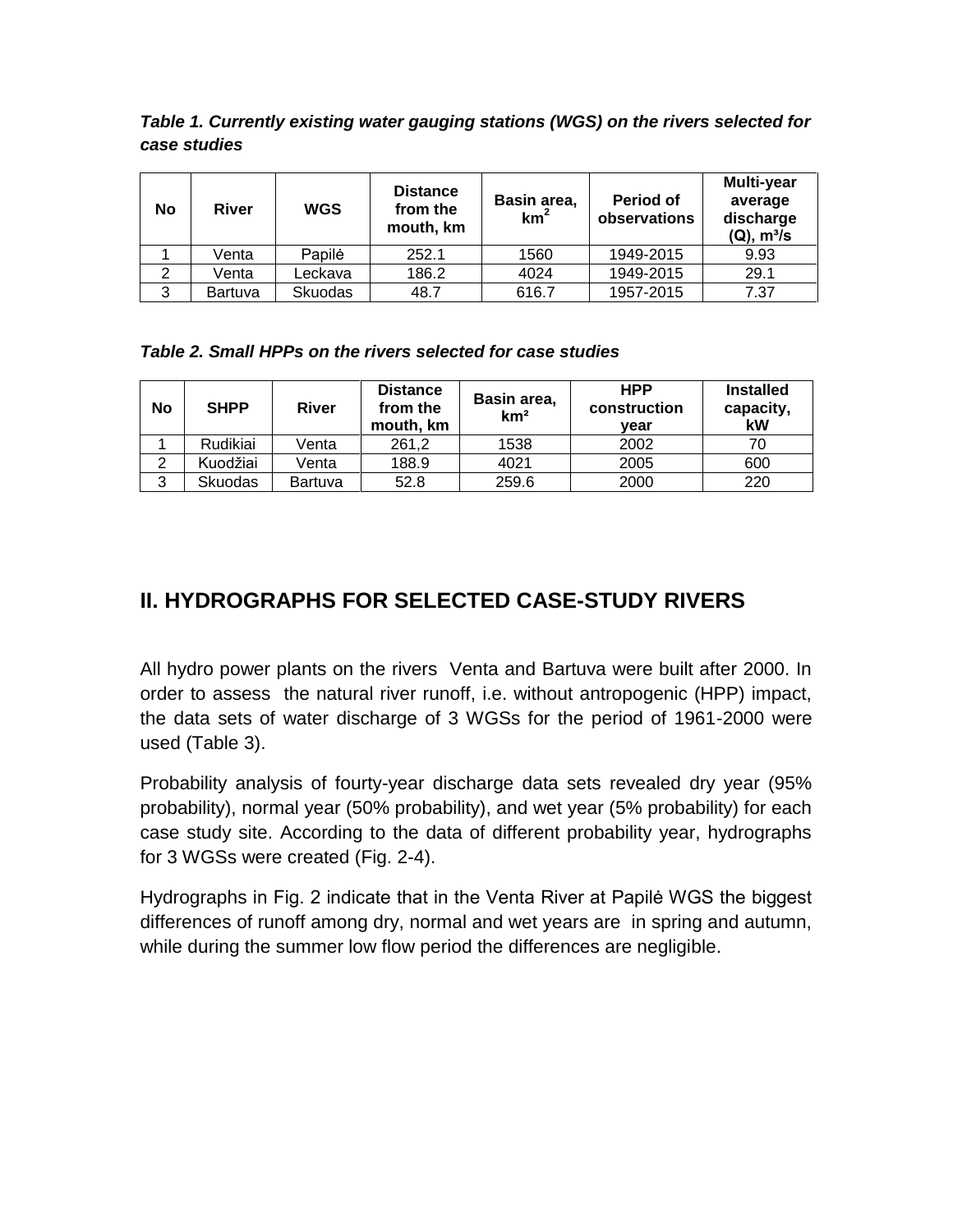***Table 1. Currently existing water gauging stations (WGS) on the rivers selected for case studies***

| No | River | WGS | Distance from the mouth, km | Basin area, $km^2$ | Period of observations | Multi-year average discharge (Q), $m^3/s$ |
|---|---|---|---|---|---|---|
| 1 | Venta | Papilė | 252.1 | 1560 | 1949-2015 | 9.93 |
| 2 | Venta | Leckava | 186.2 | 4024 | 1949-2015 | 29.1 |
| 3 | Bartuva | Skuodas | 48.7 | 616.7 | 1957-2015 | 7.37 |

***Table 2. Small HPPs on the rivers selected for case studies***

| No | SHPP | River | Distance from the mouth, km | Basin area, $km^2$ | HPP construction year | Installed capacity, kW |
|---|---|---|---|---|---|---|
| 1 | Rudikiai | Venta | 261,2 | 1538 | 2002 | 70 |
| 2 | Kuodžiai | Venta | 188.9 | 4021 | 2005 | 600 |
| 3 | Skuodas | Bartuva | 52.8 | 259.6 | 2000 | 220 |

## II. HYDROGRAPHS FOR SELECTED CASE-STUDY RIVERS

All hydro power plants on the rivers Venta and Bartuva were built after 2000. In order to assess the natural river runoff, i.e. without antropogenic (HPP) impact, the data sets of water discharge of 3 WGSs for the period of 1961-2000 were used (Table 3).

Probability analysis of fourty-year discharge data sets revealed dry year (95% probability), normal year (50% probability), and wet year (5% probability) for each case study site. According to the data of different probability year, hydrographs for 3 WGSs were created (Fig. 2-4).

Hydrographs in Fig. 2 indicate that in the Venta River at Papilė WGS the biggest differences of runoff among dry, normal and wet years are in spring and autumn, while during the summer low flow period the differences are negligible.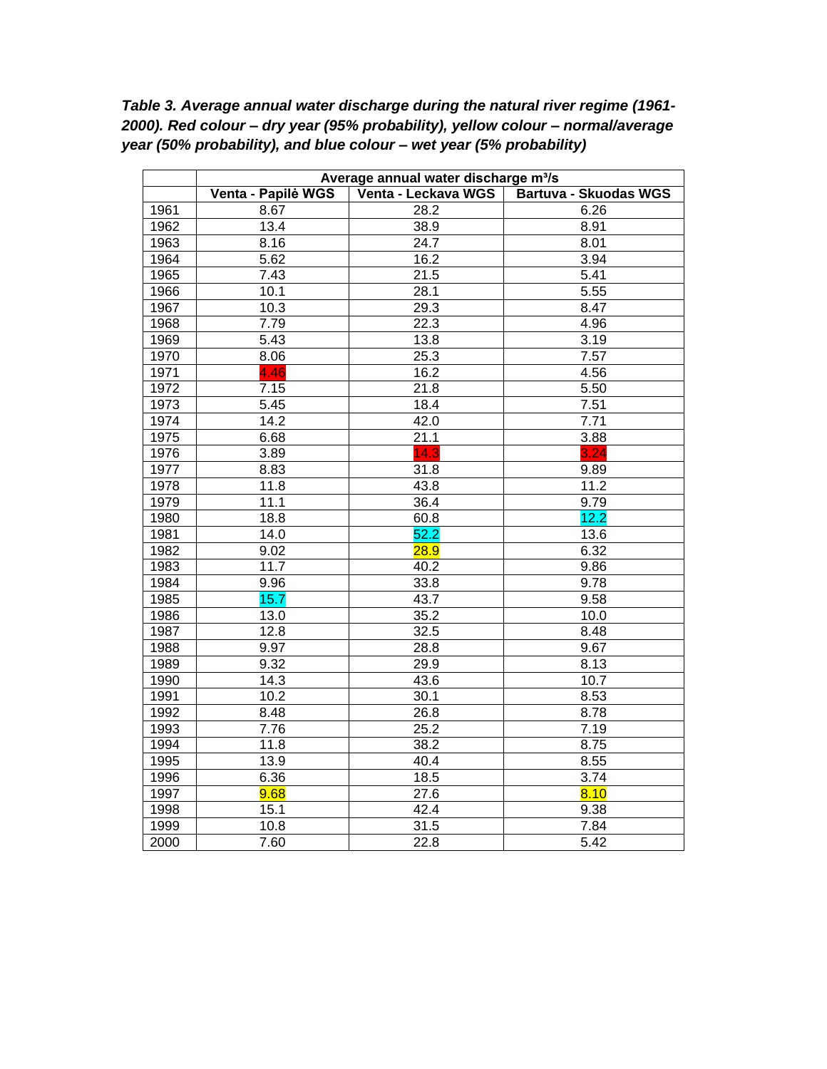***Table 3. Average annual water discharge during the natural river regime (1961-2000). Red colour – dry year (95% probability), yellow colour – normal/average year (50% probability), and blue colour – wet year (5% probability)***

| | Average annual water discharge m³/s | | |
|---|---|---|---|
| | Venta - Papilė WGS | Venta - Leckava WGS | Bartuva - Skuodas WGS |
| 1961 | 8.67 | 28.2 | 6.26 |
| 1962 | 13.4 | 38.9 | 8.91 |
| 1963 | 8.16 | 24.7 | 8.01 |
| 1964 | 5.62 | 16.2 | 3.94 |
| 1965 | 7.43 | 21.5 | 5.41 |
| 1966 | 10.1 | 28.1 | 5.55 |
| 1967 | 10.3 | 29.3 | 8.47 |
| 1968 | 7.79 | 22.3 | 4.96 |
| 1969 | 5.43 | 13.8 | 3.19 |
| 1970 | 8.06 | 25.3 | 7.57 |
| 1971 | 4.46 | 16.2 | 4.56 |
| 1972 | 7.15 | 21.8 | 5.50 |
| 1973 | 5.45 | 18.4 | 7.51 |
| 1974 | 14.2 | 42.0 | 7.71 |
| 1975 | 6.68 | 21.1 | 3.88 |
| 1976 | 3.89 | 14.3 | 3.24 |
| 1977 | 8.83 | 31.8 | 9.89 |
| 1978 | 11.8 | 43.8 | 11.2 |
| 1979 | 11.1 | 36.4 | 9.79 |
| 1980 | 18.8 | 60.8 | 12.2 |
| 1981 | 14.0 | 52.2 | 13.6 |
| 1982 | 9.02 | 28.9 | 6.32 |
| 1983 | 11.7 | 40.2 | 9.86 |
| 1984 | 9.96 | 33.8 | 9.78 |
| 1985 | 15.7 | 43.7 | 9.58 |
| 1986 | 13.0 | 35.2 | 10.0 |
| 1987 | 12.8 | 32.5 | 8.48 |
| 1988 | 9.97 | 28.8 | 9.67 |
| 1989 | 9.32 | 29.9 | 8.13 |
| 1990 | 14.3 | 43.6 | 10.7 |
| 1991 | 10.2 | 30.1 | 8.53 |
| 1992 | 8.48 | 26.8 | 8.78 |
| 1993 | 7.76 | 25.2 | 7.19 |
| 1994 | 11.8 | 38.2 | 8.75 |
| 1995 | 13.9 | 40.4 | 8.55 |
| 1996 | 6.36 | 18.5 | 3.74 |
| 1997 | 9.68 | 27.6 | 8.10 |
| 1998 | 15.1 | 42.4 | 9.38 |
| 1999 | 10.8 | 31.5 | 7.84 |
| 2000 | 7.60 | 22.8 | 5.42 |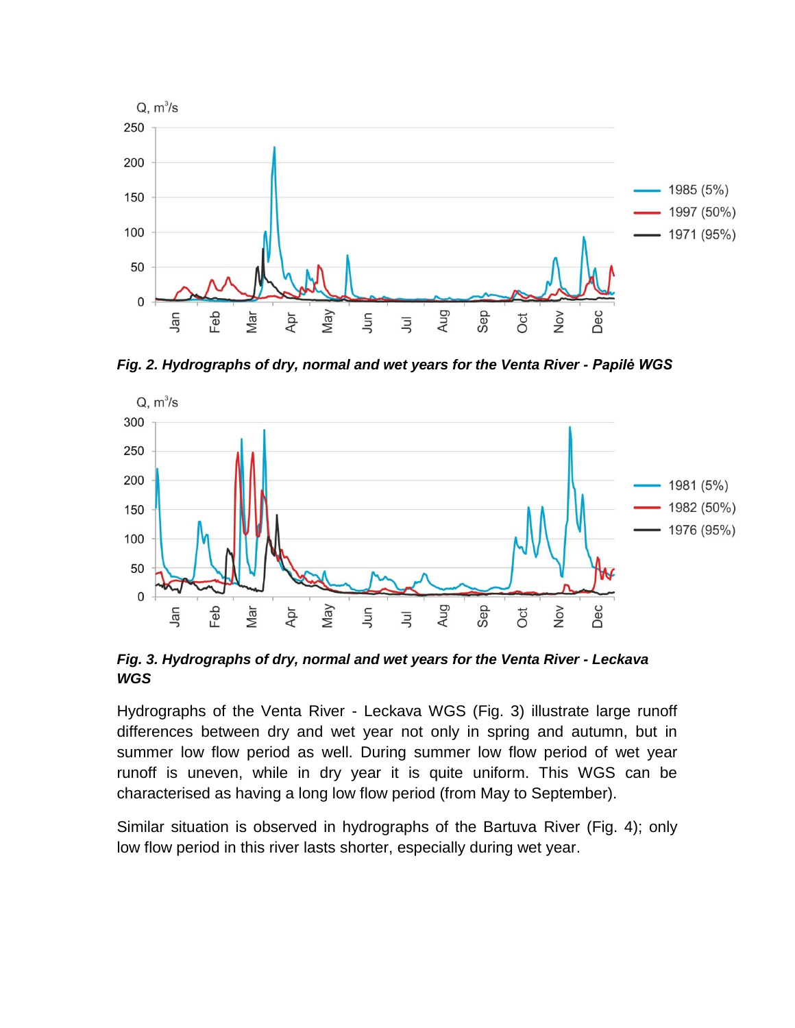*Fig. 2. Hydrographs of dry, normal and wet years for the Venta River - Papilė WGS*

*Fig. 3. Hydrographs of dry, normal and wet years for the Venta River - Leckava WGS*

Hydrographs of the Venta River - Leckava WGS (Fig. 3) illustrate large runoff differences between dry and wet year not only in spring and autumn, but in summer low flow period as well. During summer low flow period of wet year runoff is uneven, while in dry year it is quite uniform. This WGS can be characterised as having a long low flow period (from May to September).

Similar situation is observed in hydrographs of the Bartuva River (Fig. 4); only low flow period in this river lasts shorter, especially during wet year.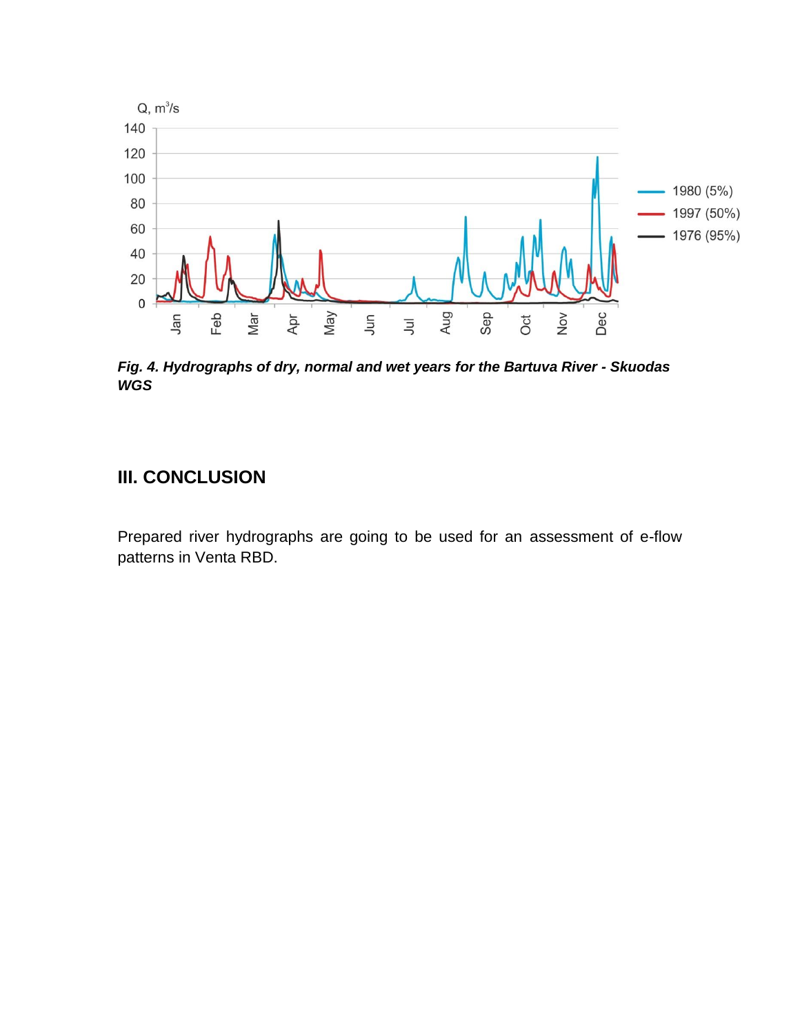Q, m³/s

140

120

100

80

60

40

20

0

Jan Feb Mar Apr May Jun Jul Aug Sep Oct Nov Dec

1980 (5%)

1997 (50%)

1976 (95%)

***Fig. 4. Hydrographs of dry, normal and wet years for the Bartuva River - Skuodas WGS***

## III. CONCLUSION

Prepared river hydrographs are going to be used for an assessment of e-flow patterns in Venta RBD.